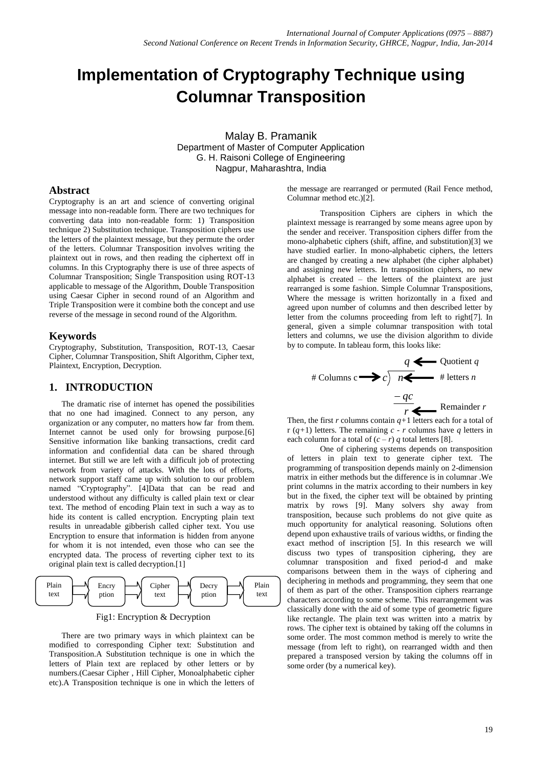// Implementation of Cryptography Technique using Columnar Transposition

# Implementation of Cryptography Technique using Columnar Transposition

Malay B. Pramanik
Department of Master of Computer Application
G. H. Raisoni College of Engineering
Nagpur, Maharashtra, India

## Abstract

Cryptography is an art and science of converting original message into non-readable form. There are two techniques for converting data into non-readable form: 1) Transposition technique 2) Substitution technique. Transposition ciphers use the letters of the plaintext message, but they permute the order of the letters. Columnar Transposition involves writing the plaintext out in rows, and then reading the ciphertext off in columns. In this Cryptography there is use of three aspects of Columnar Transposition; Single Transposition using ROT-13 applicable to message of the Algorithm, Double Transposition using Caesar Cipher in second round of an Algorithm and Triple Transposition were it combine both the concept and use reverse of the message in second round of the Algorithm.

## Keywords

Cryptography, Substitution, Transposition, ROT-13, Caesar Cipher, Columnar Transposition, Shift Algorithm, Cipher text, Plaintext, Encryption, Decryption.

## 1. INTRODUCTION

The dramatic rise of internet has opened the possibilities that no one had imagined. Connect to any person, any organization or any computer, no matters how far from them. Internet cannot be used only for browsing purpose.[6] Sensitive information like banking transactions, credit card information and confidential data can be shared through internet. But still we are left with a difficult job of protecting network from variety of attacks. With the lots of efforts, network support staff came up with solution to our problem named "Cryptography". [4]Data that can be read and understood without any difficulty is called plain text or clear text. The method of encoding Plain text in such a way as to hide its content is called encryption. Encrypting plain text results in unreadable gibberish called cipher text. You use Encryption to ensure that information is hidden from anyone for whom it is not intended, even those who can see the encrypted data. The process of reverting cipher text to its original plain text is called decryption.[1]

Plain text → Encryption → Cipher text → Decryption → Plain text

Fig1: Encryption & Decryption

There are two primary ways in which plaintext can be modified to corresponding Cipher text: Substitution and Transposition.A Substitution technique is one in which the letters of Plain text are replaced by other letters or by numbers.(Caesar Cipher , Hill Cipher, Monoalphabetic cipher etc).A Transposition technique is one in which the letters of the message are rearranged or permuted (Rail Fence method, Columnar method etc.)[2].

Transposition Ciphers are ciphers in which the plaintext message is rearranged by some means agree upon by the sender and receiver. Transposition ciphers differ from the mono-alphabetic ciphers (shift, affine, and substitution)[3] we have studied earlier. In mono-alphabetic ciphers, the letters are changed by creating a new alphabet (the cipher alphabet) and assigning new letters. In transposition ciphers, no new alphabet is created – the letters of the plaintext are just rearranged is some fashion. Simple Columnar Transpositions, Where the message is written horizontally in a fixed and agreed upon number of columns and then described letter by letter from the columns proceeding from left to right[7]. In general, given a simple columnar transposition with total letters and columns, we use the division algorithm to divide by to compute. In tableau form, this looks like:

$$c \overline{\smash{)}\, n} \quad \begin{array}{l} q \leftarrow \text{Quotient } q \\ n \leftarrow \text{\# letters } n \\ -qc \\ r \leftarrow \text{Remainder } r \end{array}$$

(# Columns c → $c$)

Then, the first $r$ columns contain $q+1$ letters each for a total of r ($q$+1) letters. The remaining $c$ - $r$ columns have $q$ letters in each column for a total of ($c$ – $r$) $q$ total letters [8].

One of ciphering systems depends on transposition of letters in plain text to generate cipher text. The programming of transposition depends mainly on 2-dimension matrix in either methods but the difference is in columnar .We print columns in the matrix according to their numbers in key but in the fixed, the cipher text will be obtained by printing matrix by rows [9]. Many solvers shy away from transposition, because such problems do not give quite as much opportunity for analytical reasoning. Solutions often depend upon exhaustive trails of various widths, or finding the exact method of inscription [5]. In this research we will discuss two types of transposition ciphering, they are columnar transposition and fixed period-d and make comparisons between them in the ways of ciphering and deciphering in methods and programming, they seem that one of them as part of the other. Transposition ciphers rearrange characters according to some scheme. This rearrangement was classically done with the aid of some type of geometric figure like rectangle. The plain text was written into a matrix by rows. The cipher text is obtained by taking off the columns in some order. The most common method is merely to write the message (from left to right), on rearranged width and then prepared a transposed version by taking the columns off in some order (by a numerical key).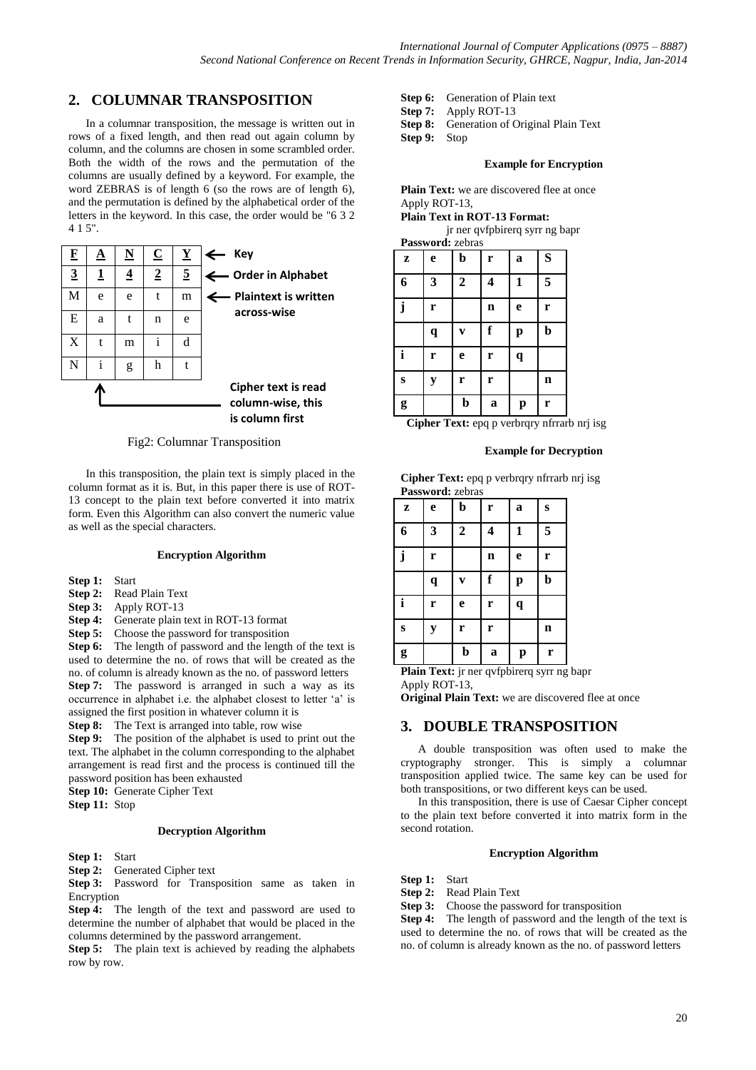## 2. COLUMNAR TRANSPOSITION

In a columnar transposition, the message is written out in rows of a fixed length, and then read out again column by column, and the columns are chosen in some scrambled order. Both the width of the rows and the permutation of the columns are usually defined by a keyword. For example, the word ZEBRAS is of length 6 (so the rows are of length 6), and the permutation is defined by the alphabetical order of the letters in the keyword. In this case, the order would be "6 3 2 4 1 5".

| F | A | N | C | Y | ← Key |
|---|---|---|---|---|---|
| 3 | 1 | 4 | 2 | 5 | ← Order in Alphabet |
| M | e | e | t | m | ← Plaintext is written across-wise |
| E | a | t | n | e | |
| X | t | m | i | d | |
| N | i | g | h | t | |

Cipher text is read column-wise, this is column first

Fig2: Columnar Transposition

In this transposition, the plain text is simply placed in the column format as it is. But, in this paper there is use of ROT-13 concept to the plain text before converted it into matrix form. Even this Algorithm can also convert the numeric value as well as the special characters.

#### Encryption Algorithm

**Step 1:** Start

**Step 2:** Read Plain Text

**Step 3:** Apply ROT-13

**Step 4:** Generate plain text in ROT-13 format

**Step 5:** Choose the password for transposition

**Step 6:** The length of password and the length of the text is used to determine the no. of rows that will be created as the no. of column is already known as the no. of password letters

**Step 7:** The password is arranged in such a way as its occurrence in alphabet i.e. the alphabet closest to letter 'a' is assigned the first position in whatever column it is

**Step 8:** The Text is arranged into table, row wise

**Step 9:** The position of the alphabet is used to print out the text. The alphabet in the column corresponding to the alphabet arrangement is read first and the process is continued till the password position has been exhausted

**Step 10:** Generate Cipher Text

**Step 11:** Stop

#### Decryption Algorithm

**Step 1:** Start

**Step 2:** Generated Cipher text

**Step 3:** Password for Transposition same as taken in Encryption

**Step 4:** The length of the text and password are used to determine the number of alphabet that would be placed in the columns determined by the password arrangement.

**Step 5:** The plain text is achieved by reading the alphabets row by row.

**Step 6:** Generation of Plain text

**Step 7:** Apply ROT-13

**Step 8:** Generation of Original Plain Text

**Step 9:** Stop

#### Example for Encryption

**Plain Text:** we are discovered flee at once

Apply ROT-13,

**Plain Text in ROT-13 Format:**

jr ner qvfpbirerq syrr ng bapr

**Password:** zebras

| z | e | b | r | a | S |
|---|---|---|---|---|---|
| 6 | 3 | 2 | 4 | 1 | 5 |
| j | r | | n | e | r |
| | q | v | f | p | b |
| i | r | e | r | q | |
| s | y | r | r | | n |
| g | | b | a | p | r |

**Cipher Text:** epq p verbrqry nfrrarb nrj isg

#### Example for Decryption

**Cipher Text:** epq p verbrqry nfrrarb nrj isg

**Password:** zebras

| z | e | b | r | a | s |
|---|---|---|---|---|---|
| 6 | 3 | 2 | 4 | 1 | 5 |
| j | r | | n | e | r |
| | q | v | f | p | b |
| i | r | e | r | q | |
| s | y | r | r | | n |
| g | | b | a | p | r |

**Plain Text:** jr ner qvfpbirerq syrr ng bapr

Apply ROT-13,

**Original Plain Text:** we are discovered flee at once

## 3. DOUBLE TRANSPOSITION

A double transposition was often used to make the cryptography stronger. This is simply a columnar transposition applied twice. The same key can be used for both transpositions, or two different keys can be used.

In this transposition, there is use of Caesar Cipher concept to the plain text before converted it into matrix form in the second rotation.

#### Encryption Algorithm

**Step 1:** Start

**Step 2:** Read Plain Text

**Step 3:** Choose the password for transposition

**Step 4:** The length of password and the length of the text is used to determine the no. of rows that will be created as the no. of column is already known as the no. of password letters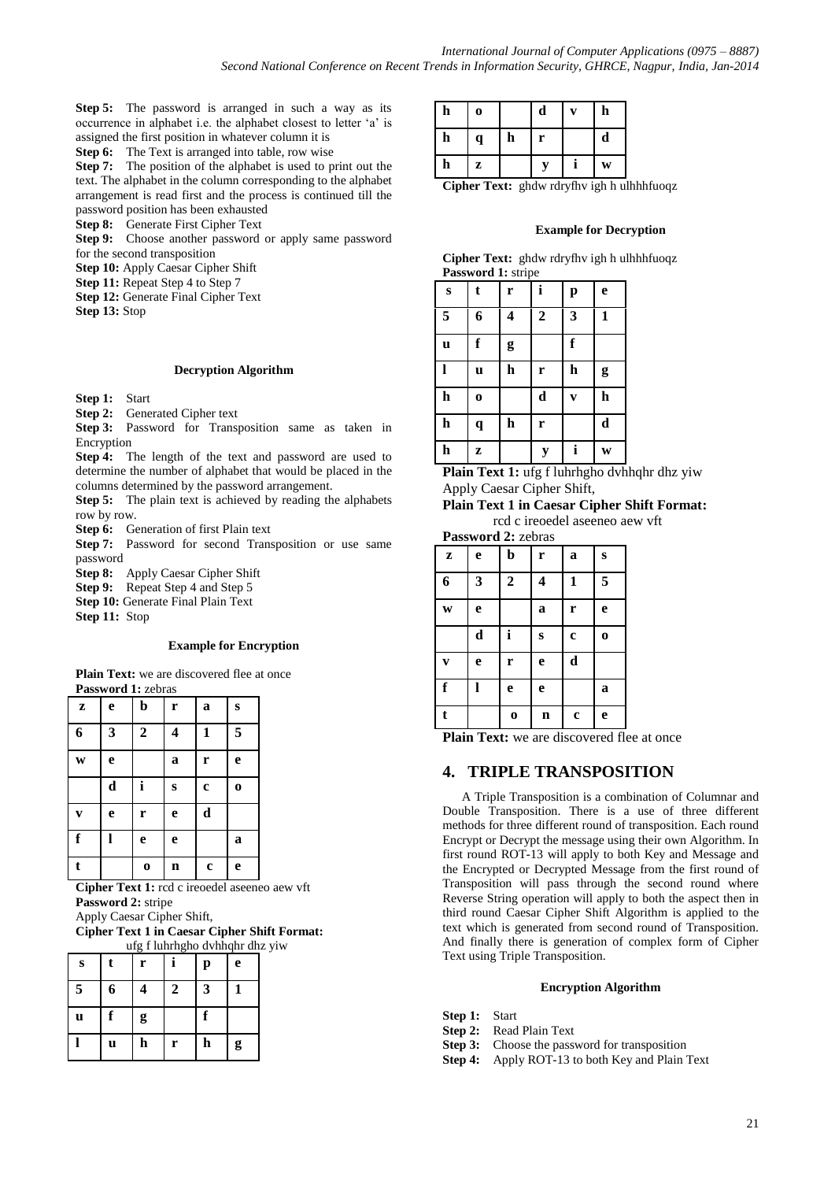**Step 5:** The password is arranged in such a way as its occurrence in alphabet i.e. the alphabet closest to letter 'a' is assigned the first position in whatever column it is

**Step 6:** The Text is arranged into table, row wise

**Step 7:** The position of the alphabet is used to print out the text. The alphabet in the column corresponding to the alphabet arrangement is read first and the process is continued till the password position has been exhausted

**Step 8:** Generate First Cipher Text

**Step 9:** Choose another password or apply same password for the second transposition

**Step 10:** Apply Caesar Cipher Shift

**Step 11:** Repeat Step 4 to Step 7

**Step 12:** Generate Final Cipher Text

**Step 13:** Stop

#### Decryption Algorithm

**Step 1:** Start

**Step 2:** Generated Cipher text

**Step 3:** Password for Transposition same as taken in Encryption

**Step 4:** The length of the text and password are used to determine the number of alphabet that would be placed in the columns determined by the password arrangement.

**Step 5:** The plain text is achieved by reading the alphabets row by row.

**Step 6:** Generation of first Plain text

**Step 7:** Password for second Transposition or use same password

**Step 8:** Apply Caesar Cipher Shift

**Step 9:** Repeat Step 4 and Step 5

**Step 10:** Generate Final Plain Text

**Step 11:** Stop

#### Example for Encryption

**Plain Text:** we are discovered flee at once

**Password 1:** zebras

| z | e | b | r | a | s |
|---|---|---|---|---|---|
| 6 | 3 | 2 | 4 | 1 | 5 |
| w | e |  | a | r | e |
|  | d | i | s | c | o |
| v | e | r | e | d |  |
| f | l | e | e |  | a |
| t |  | o | n | c | e |

**Cipher Text 1:** rcd c ireoedel aseeneo aew vft

**Password 2:** stripe

Apply Caesar Cipher Shift,

**Cipher Text 1 in Caesar Cipher Shift Format:**
ufg f luhrhgho dvhhqhr dhz yiw

| s | t | r | i | p | e |
|---|---|---|---|---|---|
| 5 | 6 | 4 | 2 | 3 | 1 |
| u | f | g |  | f |  |
| l | u | h | r | h | g |
| h | o |  | d | v | h |
| h | q | h | r |  | d |
| h | z |  | y | i | w |

**Cipher Text:** ghdw rdryfhv igh h ulhhhfuoqz

#### Example for Decryption

**Cipher Text:** ghdw rdryfhv igh h ulhhhfuoqz

**Password 1:** stripe

| s | t | r | i | p | e |
|---|---|---|---|---|---|
| 5 | 6 | 4 | 2 | 3 | 1 |
| u | f | g |  | f |  |
| l | u | h | r | h | g |
| h | o |  | d | v | h |
| h | q | h | r |  | d |
| h | z |  | y | i | w |

**Plain Text 1:** ufg f luhrhgho dvhhqhr dhz yiw

Apply Caesar Cipher Shift,

**Plain Text 1 in Caesar Cipher Shift Format:**
rcd c ireoedel aseeneo aew vft

**Password 2:** zebras

| z | e | b | r | a | s |
|---|---|---|---|---|---|
| 6 | 3 | 2 | 4 | 1 | 5 |
| w | e |  | a | r | e |
|  | d | i | s | c | o |
| v | e | r | e | d |  |
| f | l | e | e |  | a |
| t |  | o | n | c | e |

**Plain Text:** we are discovered flee at once

## 4. TRIPLE TRANSPOSITION

A Triple Transposition is a combination of Columnar and Double Transposition. There is a use of three different methods for three different round of transposition. Each round Encrypt or Decrypt the message using their own Algorithm. In first round ROT-13 will apply to both Key and Message and the Encrypted or Decrypted Message from the first round of Transposition will pass through the second round where Reverse String operation will apply to both the aspect then in third round Caesar Cipher Shift Algorithm is applied to the text which is generated from second round of Transposition. And finally there is generation of complex form of Cipher Text using Triple Transposition.

#### Encryption Algorithm

**Step 1:** Start

**Step 2:** Read Plain Text

**Step 3:** Choose the password for transposition

**Step 4:** Apply ROT-13 to both Key and Plain Text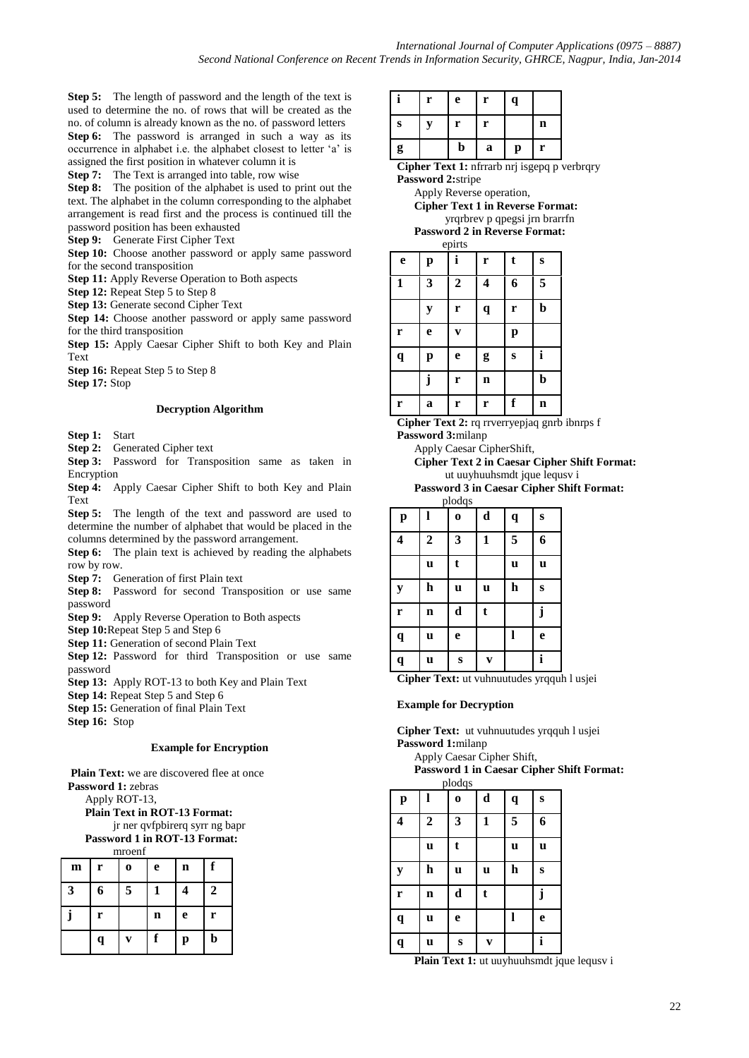**Step 5:** The length of password and the length of the text is used to determine the no. of rows that will be created as the no. of column is already known as the no. of password letters

**Step 6:** The password is arranged in such a way as its occurrence in alphabet i.e. the alphabet closest to letter 'a' is assigned the first position in whatever column it is

**Step 7:** The Text is arranged into table, row wise

**Step 8:** The position of the alphabet is used to print out the text. The alphabet in the column corresponding to the alphabet arrangement is read first and the process is continued till the password position has been exhausted

**Step 9:** Generate First Cipher Text

**Step 10:** Choose another password or apply same password for the second transposition

**Step 11:** Apply Reverse Operation to Both aspects

**Step 12:** Repeat Step 5 to Step 8

**Step 13:** Generate second Cipher Text

**Step 14:** Choose another password or apply same password for the third transposition

**Step 15:** Apply Caesar Cipher Shift to both Key and Plain Text

**Step 16:** Repeat Step 5 to Step 8

**Step 17:** Stop

#### Decryption Algorithm

**Step 1:** Start

**Step 2:** Generated Cipher text

**Step 3:** Password for Transposition same as taken in Encryption

**Step 4:** Apply Caesar Cipher Shift to both Key and Plain Text

**Step 5:** The length of the text and password are used to determine the number of alphabet that would be placed in the columns determined by the password arrangement.

**Step 6:** The plain text is achieved by reading the alphabets row by row.

**Step 7:** Generation of first Plain text

**Step 8:** Password for second Transposition or use same password

**Step 9:** Apply Reverse Operation to Both aspects

**Step 10:** Repeat Step 5 and Step 6

**Step 11:** Generation of second Plain Text

**Step 12:** Password for third Transposition or use same password

**Step 13:** Apply ROT-13 to both Key and Plain Text

**Step 14:** Repeat Step 5 and Step 6

**Step 15:** Generation of final Plain Text

**Step 16:** Stop

#### Example for Encryption

**Plain Text:** we are discovered flee at once

**Password 1:** zebras

Apply ROT-13,

**Plain Text in ROT-13 Format:**

jr ner qvfpbirerq syrr ng bapr

**Password 1 in ROT-13 Format:**

mroenf

| m | r | o | e | n | f |
|---|---|---|---|---|---|
| 3 | 6 | 5 | 1 | 4 | 2 |
| j | r |  | n | e | r |
|  | q | v | f | p | b |
| i | r | e | r | q |  |
| s | y | r | r |  | n |
| g |  | b | a | p | r |

**Cipher Text 1:** nfrrarb nrj isgepq p verbrqry

**Password 2:** stripe

Apply Reverse operation,

**Cipher Text 1 in Reverse Format:**

yrqrbrev p qpegsi jrn brarrfn

**Password 2 in Reverse Format:**

epirts

| e | p | i | r | t | s |
|---|---|---|---|---|---|
| 1 | 3 | 2 | 4 | 6 | 5 |
|  | y | r | q | r | b |
| r | e | v |  | p |  |
| q | p | e | g | s | i |
|  | j | r | n |  | b |
| r | a | r | r | f | n |

**Cipher Text 2:** rq rrverryepjaq gnrb ibnrps f

**Password 3:** milanp

Apply Caesar CipherShift,

**Cipher Text 2 in Caesar Cipher Shift Format:**

ut uuyhuuhsmdt jque lequsv i

**Password 3 in Caesar Cipher Shift Format:**

plodqs

| p | l | o | d | q | s |
|---|---|---|---|---|---|
| 4 | 2 | 3 | 1 | 5 | 6 |
|  | u | t |  | u | u |
| y | h | u | u | h | s |
| r | n | d | t |  | j |
| q | u | e |  | l | e |
| q | u | s | v |  | i |

**Cipher Text:** ut vuhnuutudes yrqquh l usjei

#### Example for Decryption

**Cipher Text:** ut vuhnuutudes yrqquh l usjei

**Password 1:** milanp

Apply Caesar Cipher Shift,

**Password 1 in Caesar Cipher Shift Format:**

plodqs

| p | l | o | d | q | s |
|---|---|---|---|---|---|
| 4 | 2 | 3 | 1 | 5 | 6 |
|  | u | t |  | u | u |
| y | h | u | u | h | s |
| r | n | d | t |  | j |
| q | u | e |  | l | e |
| q | u | s | v |  | i |

**Plain Text 1:** ut uuyhuuhsmdt jque lequsv i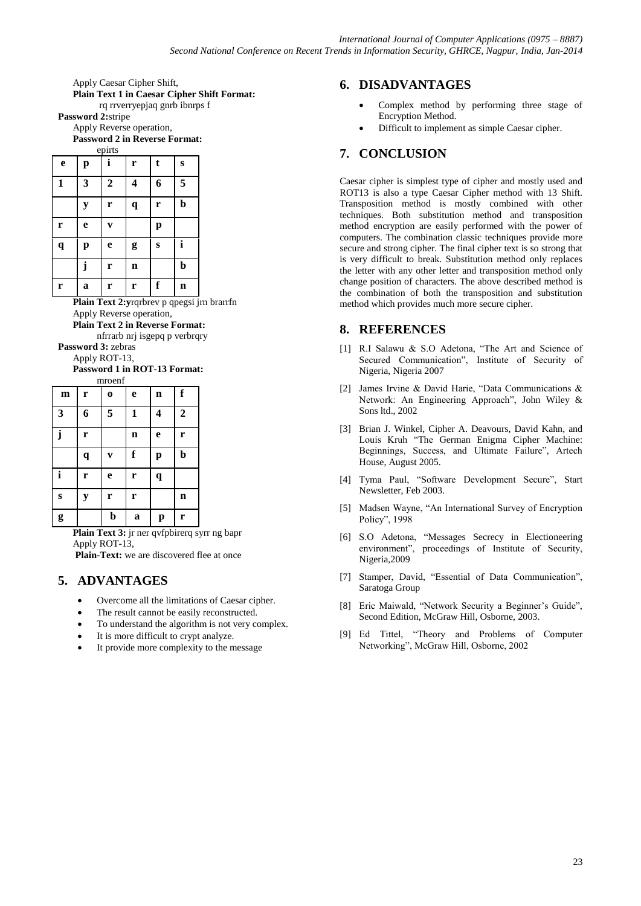Apply Caesar Cipher Shift,

**Plain Text 1 in Caesar Cipher Shift Format:**

rq rrverryepjaq gnrb ibnrps f

**Password 2:**stripe

Apply Reverse operation,

**Password 2 in Reverse Format:**

epirts

| e | p | i | r | t | s |
|---|---|---|---|---|---|
| 1 | 3 | 2 | 4 | 6 | 5 |
|  | y | r | q | r | b |
| r | e | v |  | p |  |
| q | p | e | g | s | i |
|  | j | r | n |  | b |
| r | a | r | r | f | n |

**Plain Text 2:y**rqrbrev p qpegsi jrn brarrfn

Apply Reverse operation,

**Plain Text 2 in Reverse Format:**

nfrrarb nrj isgepq p verbrqry

**Password 3:** zebras

Apply ROT-13,

**Password 1 in ROT-13 Format:**

mroenf

| m | r | o | e | n | f |
|---|---|---|---|---|---|
| 3 | 6 | 5 | 1 | 4 | 2 |
| j | r |  | n | e | r |
|  | q | v | f | p | b |
| i | r | e | r | q |  |
| s | y | r | r |  | n |
| g |  | b | a | p | r |

**Plain Text 3:** jr ner qvfpbirerq syrr ng bapr

Apply ROT-13,

**Plain-Text:** we are discovered flee at once

## 5. ADVANTAGES

- Overcome all the limitations of Caesar cipher.
- The result cannot be easily reconstructed.
- To understand the algorithm is not very complex.
- It is more difficult to crypt analyze.
- It provide more complexity to the message

## 6. DISADVANTAGES

- Complex method by performing three stage of Encryption Method.
- Difficult to implement as simple Caesar cipher.

## 7. CONCLUSION

Caesar cipher is simplest type of cipher and mostly used and ROT13 is also a type Caesar Cipher method with 13 Shift. Transposition method is mostly combined with other techniques. Both substitution method and transposition method encryption are easily performed with the power of computers. The combination classic techniques provide more secure and strong cipher. The final cipher text is so strong that is very difficult to break. Substitution method only replaces the letter with any other letter and transposition method only change position of characters. The above described method is the combination of both the transposition and substitution method which provides much more secure cipher.

## 8. REFERENCES

[1] R.I Salawu & S.O Adetona, "The Art and Science of Secured Communication", Institute of Security of Nigeria, Nigeria 2007

[2] James Irvine & David Harie, "Data Communications & Network: An Engineering Approach", John Wiley & Sons ltd., 2002

[3] Brian J. Winkel, Cipher A. Deavours, David Kahn, and Louis Kruh "The German Enigma Cipher Machine: Beginnings, Success, and Ultimate Failure", Artech House, August 2005.

[4] Tyma Paul, "Software Development Secure", Start Newsletter, Feb 2003.

[5] Madsen Wayne, "An International Survey of Encryption Policy", 1998

[6] S.O Adetona, "Messages Secrecy in Electioneering environment", proceedings of Institute of Security, Nigeria,2009

[7] Stamper, David, "Essential of Data Communication", Saratoga Group

[8] Eric Maiwald, "Network Security a Beginner's Guide", Second Edition, McGraw Hill, Osborne, 2003.

[9] Ed Tittel, "Theory and Problems of Computer Networking", McGraw Hill, Osborne, 2002